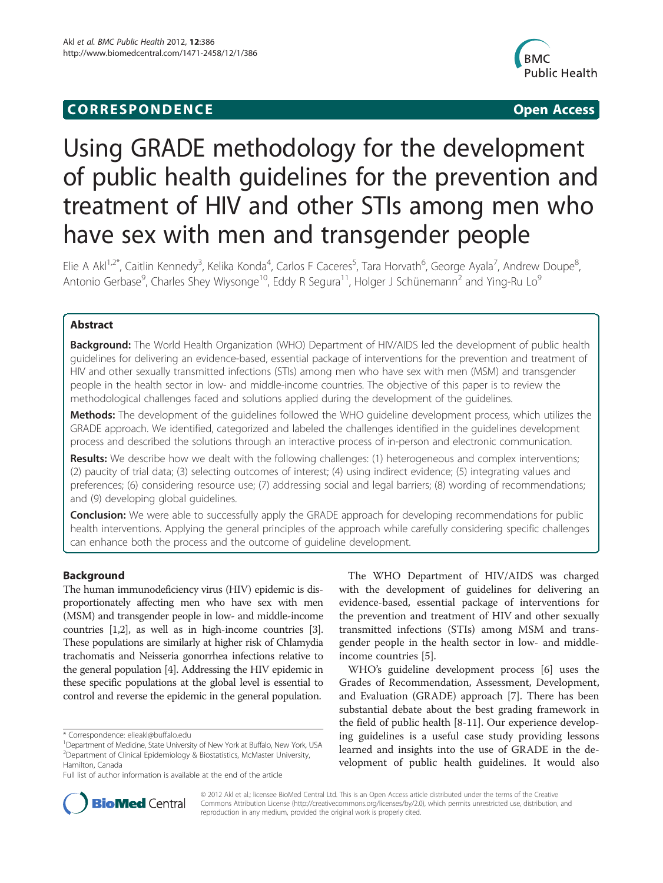CORRESPONDENCE **Open Access**

# Using GRADE methodology for the development of public health guidelines for the prevention and treatment of HIV and other STIs among men who have sex with men and transgender people

Elie A Akl[1,2*], Caitlin Kennedy[3], Kelika Konda[4], Carlos F Caceres[5], Tara Horvath[6], George Ayala[7], Andrew Doupe[8], Antonio Gerbase[9], Charles Shey Wiysonge[10], Eddy R Segura[11], Holger J Schünemann[2] and Ying-Ru Lo[9]

## Abstract

**Background:** The World Health Organization (WHO) Department of HIV/AIDS led the development of public health guidelines for delivering an evidence-based, essential package of interventions for the prevention and treatment of HIV and other sexually transmitted infections (STIs) among men who have sex with men (MSM) and transgender people in the health sector in low- and middle-income countries. The objective of this paper is to review the methodological challenges faced and solutions applied during the development of the guidelines.

**Methods:** The development of the guidelines followed the WHO guideline development process, which utilizes the GRADE approach. We identified, categorized and labeled the challenges identified in the guidelines development process and described the solutions through an interactive process of in-person and electronic communication.

**Results:** We describe how we dealt with the following challenges: (1) heterogeneous and complex interventions; (2) paucity of trial data; (3) selecting outcomes of interest; (4) using indirect evidence; (5) integrating values and preferences; (6) considering resource use; (7) addressing social and legal barriers; (8) wording of recommendations; and (9) developing global guidelines.

**Conclusion:** We were able to successfully apply the GRADE approach for developing recommendations for public health interventions. Applying the general principles of the approach while carefully considering specific challenges can enhance both the process and the outcome of guideline development.

## Background

The human immunodeficiency virus (HIV) epidemic is disproportionately affecting men who have sex with men (MSM) and transgender people in low- and middle-income countries [1,2], as well as in high-income countries [3]. These populations are similarly at higher risk of Chlamydia trachomatis and Neisseria gonorrhea infections relative to the general population [4]. Addressing the HIV epidemic in these specific populations at the global level is essential to control and reverse the epidemic in the general population.

The WHO Department of HIV/AIDS was charged with the development of guidelines for delivering an evidence-based, essential package of interventions for the prevention and treatment of HIV and other sexually transmitted infections (STIs) among MSM and transgender people in the health sector in low- and middle-income countries [5].

WHO's guideline development process [6] uses the Grades of Recommendation, Assessment, Development, and Evaluation (GRADE) approach [7]. There has been substantial debate about the best grading framework in the field of public health [8-11]. Our experience developing guidelines is a useful case study providing lessons learned and insights into the use of GRADE in the development of public health guidelines. It would also

\* Correspondence: elieakl@buffalo.edu
[1]Department of Medicine, State University of New York at Buffalo, New York, USA
[2]Department of Clinical Epidemiology & Biostatistics, McMaster University, Hamilton, Canada
Full list of author information is available at the end of the article

© 2012 Akl et al.; licensee BioMed Central Ltd. This is an Open Access article distributed under the terms of the Creative Commons Attribution License (http://creativecommons.org/licenses/by/2.0), which permits unrestricted use, distribution, and reproduction in any medium, provided the original work is properly cited.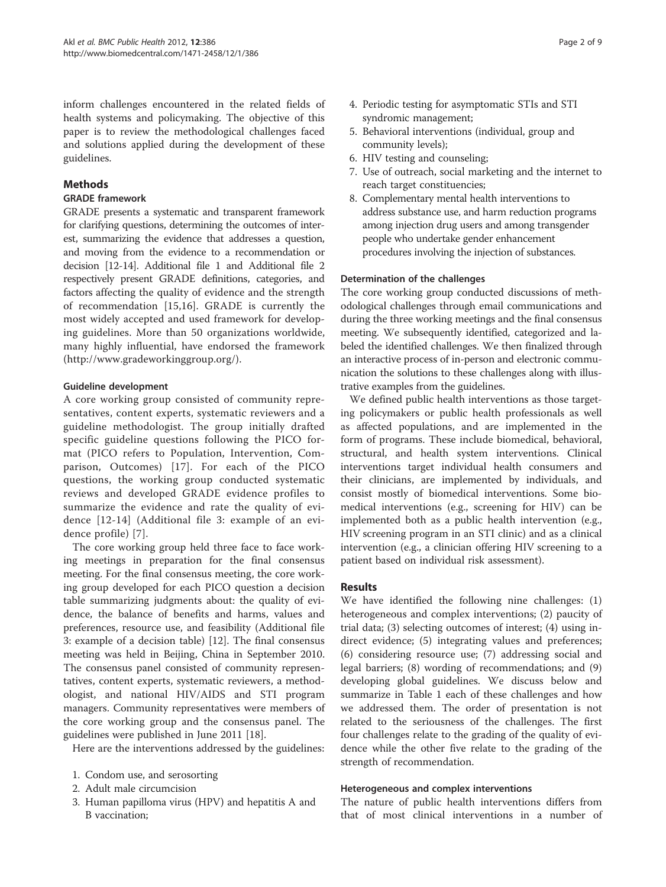inform challenges encountered in the related fields of health systems and policymaking. The objective of this paper is to review the methodological challenges faced and solutions applied during the development of these guidelines.

## Methods

### GRADE framework

GRADE presents a systematic and transparent framework for clarifying questions, determining the outcomes of interest, summarizing the evidence that addresses a question, and moving from the evidence to a recommendation or decision [12-14]. Additional file 1 and Additional file 2 respectively present GRADE definitions, categories, and factors affecting the quality of evidence and the strength of recommendation [15,16]. GRADE is currently the most widely accepted and used framework for developing guidelines. More than 50 organizations worldwide, many highly influential, have endorsed the framework (http://www.gradeworkinggroup.org/).

### Guideline development

A core working group consisted of community representatives, content experts, systematic reviewers and a guideline methodologist. The group initially drafted specific guideline questions following the PICO format (PICO refers to Population, Intervention, Comparison, Outcomes) [17]. For each of the PICO questions, the working group conducted systematic reviews and developed GRADE evidence profiles to summarize the evidence and rate the quality of evidence [12-14] (Additional file 3: example of an evidence profile) [7].

The core working group held three face to face working meetings in preparation for the final consensus meeting. For the final consensus meeting, the core working group developed for each PICO question a decision table summarizing judgments about: the quality of evidence, the balance of benefits and harms, values and preferences, resource use, and feasibility (Additional file 3: example of a decision table) [12]. The final consensus meeting was held in Beijing, China in September 2010. The consensus panel consisted of community representatives, content experts, systematic reviewers, a methodologist, and national HIV/AIDS and STI program managers. Community representatives were members of the core working group and the consensus panel. The guidelines were published in June 2011 [18].

Here are the interventions addressed by the guidelines:

1. Condom use, and serosorting
2. Adult male circumcision
3. Human papilloma virus (HPV) and hepatitis A and B vaccination;
4. Periodic testing for asymptomatic STIs and STI syndromic management;
5. Behavioral interventions (individual, group and community levels);
6. HIV testing and counseling;
7. Use of outreach, social marketing and the internet to reach target constituencies;
8. Complementary mental health interventions to address substance use, and harm reduction programs among injection drug users and among transgender people who undertake gender enhancement procedures involving the injection of substances.

### Determination of the challenges

The core working group conducted discussions of methodological challenges through email communications and during the three working meetings and the final consensus meeting. We subsequently identified, categorized and labeled the identified challenges. We then finalized through an interactive process of in-person and electronic communication the solutions to these challenges along with illustrative examples from the guidelines.

We defined public health interventions as those targeting policymakers or public health professionals as well as affected populations, and are implemented in the form of programs. These include biomedical, behavioral, structural, and health system interventions. Clinical interventions target individual health consumers and their clinicians, are implemented by individuals, and consist mostly of biomedical interventions. Some biomedical interventions (e.g., screening for HIV) can be implemented both as a public health intervention (e.g., HIV screening program in an STI clinic) and as a clinical intervention (e.g., a clinician offering HIV screening to a patient based on individual risk assessment).

## Results

We have identified the following nine challenges: (1) heterogeneous and complex interventions; (2) paucity of trial data; (3) selecting outcomes of interest; (4) using indirect evidence; (5) integrating values and preferences; (6) considering resource use; (7) addressing social and legal barriers; (8) wording of recommendations; and (9) developing global guidelines. We discuss below and summarize in Table 1 each of these challenges and how we addressed them. The order of presentation is not related to the seriousness of the challenges. The first four challenges relate to the grading of the quality of evidence while the other five relate to the grading of the strength of recommendation.

### Heterogeneous and complex interventions

The nature of public health interventions differs from that of most clinical interventions in a number of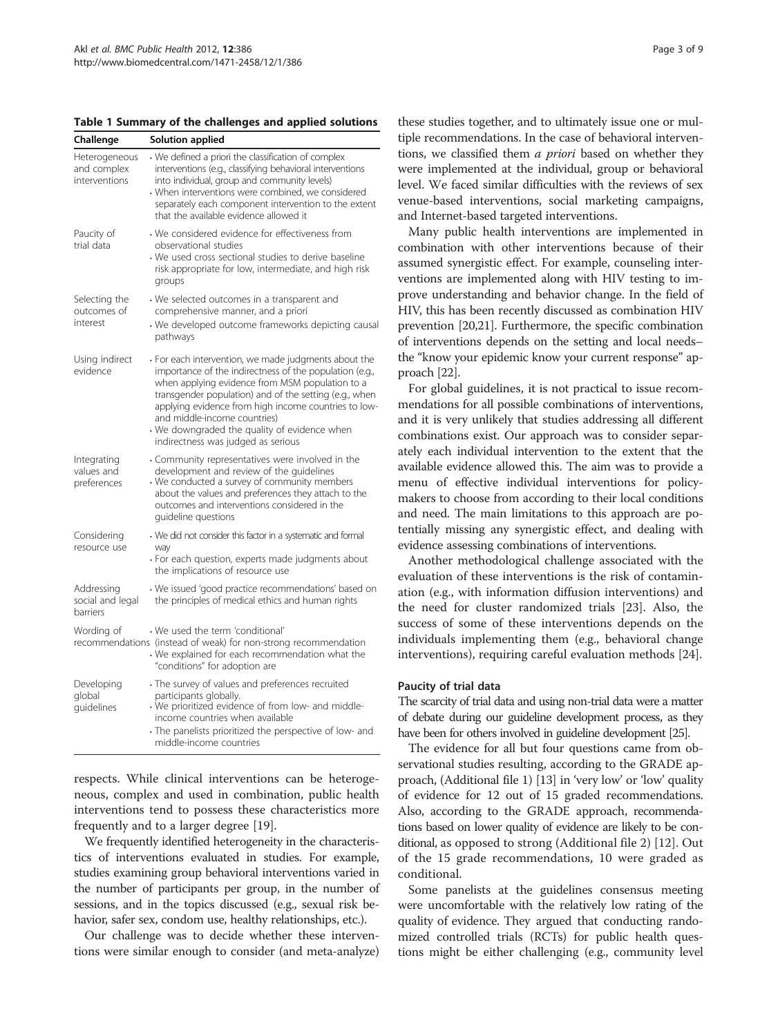**Table 1 Summary of the challenges and applied solutions**

| Challenge | Solution applied |
|---|---|
| Heterogeneous and complex interventions | · We defined a priori the classification of complex interventions (e.g., classifying behavioral interventions into individual, group and community levels)<br>· When interventions were combined, we considered separately each component intervention to the extent that the available evidence allowed it |
| Paucity of trial data | · We considered evidence for effectiveness from observational studies<br>· We used cross sectional studies to derive baseline risk appropriate for low, intermediate, and high risk groups |
| Selecting the outcomes of interest | · We selected outcomes in a transparent and comprehensive manner, and a priori<br>· We developed outcome frameworks depicting causal pathways |
| Using indirect evidence | · For each intervention, we made judgments about the importance of the indirectness of the population (e.g., when applying evidence from MSM population to a transgender population) and of the setting (e.g., when applying evidence from high income countries to low- and middle-income countries)<br>· We downgraded the quality of evidence when indirectness was judged as serious |
| Integrating values and preferences | · Community representatives were involved in the development and review of the guidelines<br>· We conducted a survey of community members about the values and preferences they attach to the outcomes and interventions considered in the guideline questions |
| Considering resource use | · We did not consider this factor in a systematic and formal way<br>· For each question, experts made judgments about the implications of resource use |
| Addressing social and legal barriers | · We issued 'good practice recommendations' based on the principles of medical ethics and human rights |
| Wording of recommendations | · We used the term 'conditional' (instead of weak) for non-strong recommendation<br>· We explained for each recommendation what the "conditions" for adoption are |
| Developing global guidelines | · The survey of values and preferences recruited participants globally.<br>· We prioritized evidence of from low- and middle-income countries when available<br>· The panelists prioritized the perspective of low- and middle-income countries |

respects. While clinical interventions can be heterogeneous, complex and used in combination, public health interventions tend to possess these characteristics more frequently and to a larger degree [19].

We frequently identified heterogeneity in the characteristics of interventions evaluated in studies. For example, studies examining group behavioral interventions varied in the number of participants per group, in the number of sessions, and in the topics discussed (e.g., sexual risk behavior, safer sex, condom use, healthy relationships, etc.).

Our challenge was to decide whether these interventions were similar enough to consider (and meta-analyze) these studies together, and to ultimately issue one or multiple recommendations. In the case of behavioral interventions, we classified them *a priori* based on whether they were implemented at the individual, group or behavioral level. We faced similar difficulties with the reviews of sex venue-based interventions, social marketing campaigns, and Internet-based targeted interventions.

Many public health interventions are implemented in combination with other interventions because of their assumed synergistic effect. For example, counseling interventions are implemented along with HIV testing to improve understanding and behavior change. In the field of HIV, this has been recently discussed as combination HIV prevention [20,21]. Furthermore, the specific combination of interventions depends on the setting and local needs– the "know your epidemic know your current response" approach [22].

For global guidelines, it is not practical to issue recommendations for all possible combinations of interventions, and it is very unlikely that studies addressing all different combinations exist. Our approach was to consider separately each individual intervention to the extent that the available evidence allowed this. The aim was to provide a menu of effective individual interventions for policymakers to choose from according to their local conditions and need. The main limitations to this approach are potentially missing any synergistic effect, and dealing with evidence assessing combinations of interventions.

Another methodological challenge associated with the evaluation of these interventions is the risk of contamination (e.g., with information diffusion interventions) and the need for cluster randomized trials [23]. Also, the success of some of these interventions depends on the individuals implementing them (e.g., behavioral change interventions), requiring careful evaluation methods [24].

#### Paucity of trial data

The scarcity of trial data and using non-trial data were a matter of debate during our guideline development process, as they have been for others involved in guideline development [25].

The evidence for all but four questions came from observational studies resulting, according to the GRADE approach, (Additional file 1) [13] in 'very low' or 'low' quality of evidence for 12 out of 15 graded recommendations. Also, according to the GRADE approach, recommendations based on lower quality of evidence are likely to be conditional, as opposed to strong (Additional file 2) [12]. Out of the 15 grade recommendations, 10 were graded as conditional.

Some panelists at the guidelines consensus meeting were uncomfortable with the relatively low rating of the quality of evidence. They argued that conducting randomized controlled trials (RCTs) for public health questions might be either challenging (e.g., community level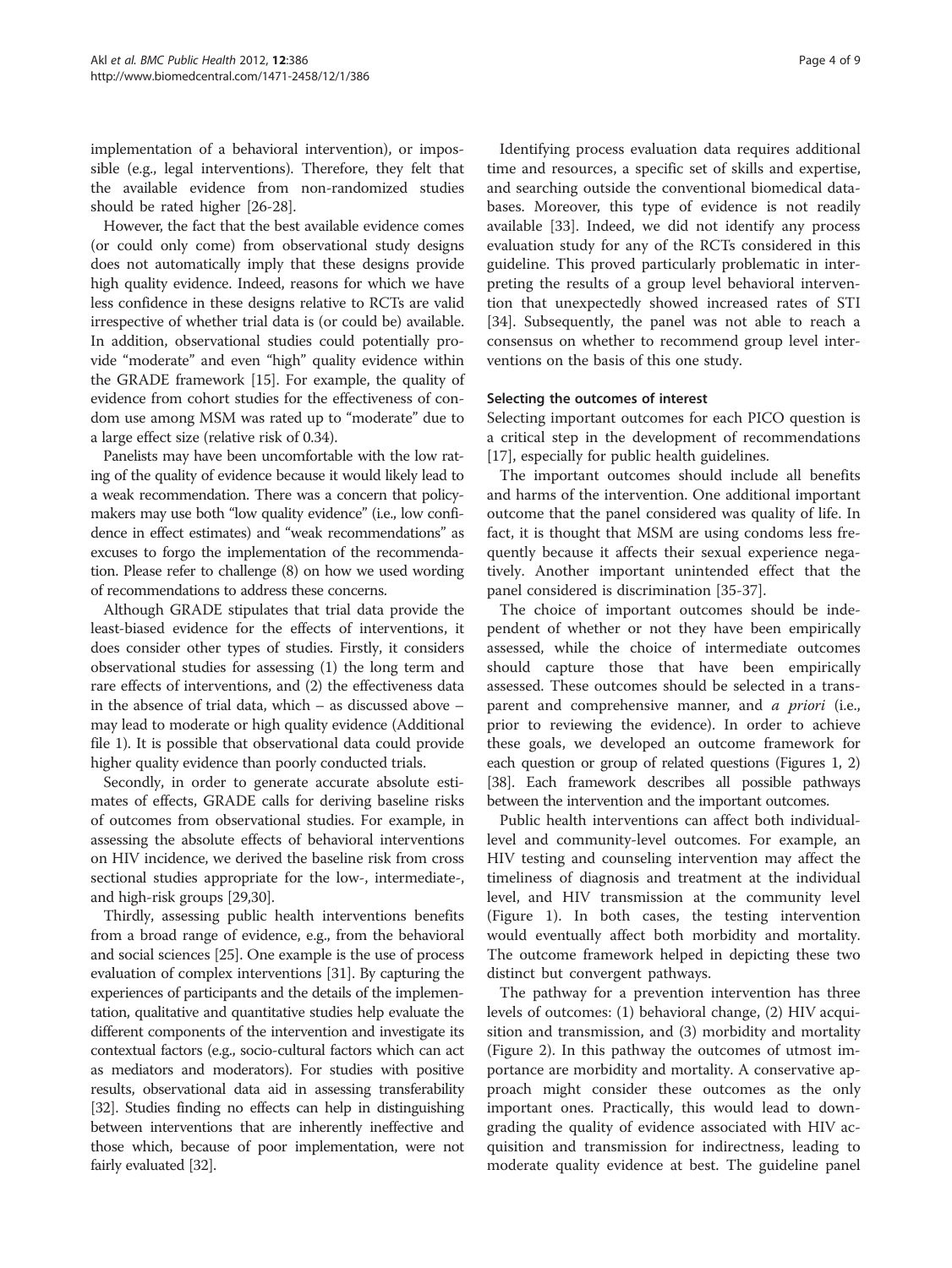implementation of a behavioral intervention), or impossible (e.g., legal interventions). Therefore, they felt that the available evidence from non-randomized studies should be rated higher [26-28].

However, the fact that the best available evidence comes (or could only come) from observational study designs does not automatically imply that these designs provide high quality evidence. Indeed, reasons for which we have less confidence in these designs relative to RCTs are valid irrespective of whether trial data is (or could be) available. In addition, observational studies could potentially provide "moderate" and even "high" quality evidence within the GRADE framework [15]. For example, the quality of evidence from cohort studies for the effectiveness of condom use among MSM was rated up to "moderate" due to a large effect size (relative risk of 0.34).

Panelists may have been uncomfortable with the low rating of the quality of evidence because it would likely lead to a weak recommendation. There was a concern that policymakers may use both "low quality evidence" (i.e., low confidence in effect estimates) and "weak recommendations" as excuses to forgo the implementation of the recommendation. Please refer to challenge (8) on how we used wording of recommendations to address these concerns.

Although GRADE stipulates that trial data provide the least-biased evidence for the effects of interventions, it does consider other types of studies. Firstly, it considers observational studies for assessing (1) the long term and rare effects of interventions, and (2) the effectiveness data in the absence of trial data, which – as discussed above – may lead to moderate or high quality evidence (Additional file 1). It is possible that observational data could provide higher quality evidence than poorly conducted trials.

Secondly, in order to generate accurate absolute estimates of effects, GRADE calls for deriving baseline risks of outcomes from observational studies. For example, in assessing the absolute effects of behavioral interventions on HIV incidence, we derived the baseline risk from cross sectional studies appropriate for the low-, intermediate-, and high-risk groups [29,30].

Thirdly, assessing public health interventions benefits from a broad range of evidence, e.g., from the behavioral and social sciences [25]. One example is the use of process evaluation of complex interventions [31]. By capturing the experiences of participants and the details of the implementation, qualitative and quantitative studies help evaluate the different components of the intervention and investigate its contextual factors (e.g., socio-cultural factors which can act as mediators and moderators). For studies with positive results, observational data aid in assessing transferability [32]. Studies finding no effects can help in distinguishing between interventions that are inherently ineffective and those which, because of poor implementation, were not fairly evaluated [32].

Identifying process evaluation data requires additional time and resources, a specific set of skills and expertise, and searching outside the conventional biomedical databases. Moreover, this type of evidence is not readily available [33]. Indeed, we did not identify any process evaluation study for any of the RCTs considered in this guideline. This proved particularly problematic in interpreting the results of a group level behavioral intervention that unexpectedly showed increased rates of STI [34]. Subsequently, the panel was not able to reach a consensus on whether to recommend group level interventions on the basis of this one study.

#### Selecting the outcomes of interest

Selecting important outcomes for each PICO question is a critical step in the development of recommendations [17], especially for public health guidelines.

The important outcomes should include all benefits and harms of the intervention. One additional important outcome that the panel considered was quality of life. In fact, it is thought that MSM are using condoms less frequently because it affects their sexual experience negatively. Another important unintended effect that the panel considered is discrimination [35-37].

The choice of important outcomes should be independent of whether or not they have been empirically assessed, while the choice of intermediate outcomes should capture those that have been empirically assessed. These outcomes should be selected in a transparent and comprehensive manner, and *a priori* (i.e., prior to reviewing the evidence). In order to achieve these goals, we developed an outcome framework for each question or group of related questions (Figures 1, 2) [38]. Each framework describes all possible pathways between the intervention and the important outcomes.

Public health interventions can affect both individual-level and community-level outcomes. For example, an HIV testing and counseling intervention may affect the timeliness of diagnosis and treatment at the individual level, and HIV transmission at the community level (Figure 1). In both cases, the testing intervention would eventually affect both morbidity and mortality. The outcome framework helped in depicting these two distinct but convergent pathways.

The pathway for a prevention intervention has three levels of outcomes: (1) behavioral change, (2) HIV acquisition and transmission, and (3) morbidity and mortality (Figure 2). In this pathway the outcomes of utmost importance are morbidity and mortality. A conservative approach might consider these outcomes as the only important ones. Practically, this would lead to downgrading the quality of evidence associated with HIV acquisition and transmission for indirectness, leading to moderate quality evidence at best. The guideline panel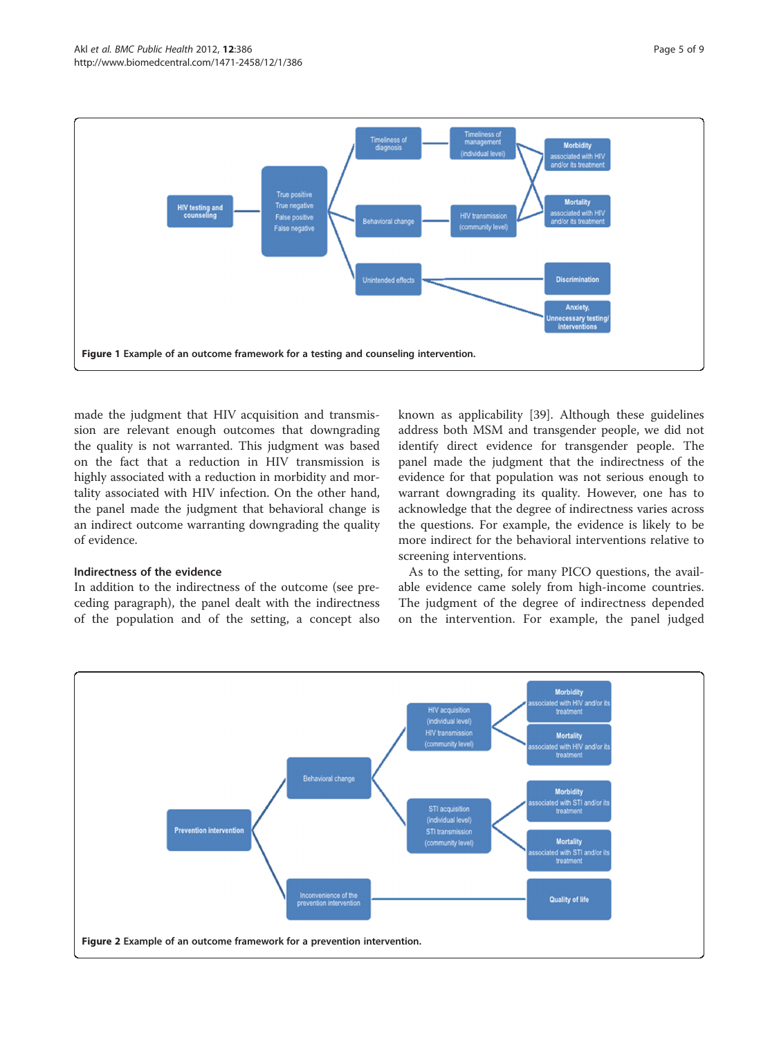Figure 1 Example of an outcome framework for a testing and counseling intervention.

made the judgment that HIV acquisition and transmission are relevant enough outcomes that downgrading the quality is not warranted. This judgment was based on the fact that a reduction in HIV transmission is highly associated with a reduction in morbidity and mortality associated with HIV infection. On the other hand, the panel made the judgment that behavioral change is an indirect outcome warranting downgrading the quality of evidence.

### Indirectness of the evidence

In addition to the indirectness of the outcome (see preceding paragraph), the panel dealt with the indirectness of the population and of the setting, a concept also known as applicability [39]. Although these guidelines address both MSM and transgender people, we did not identify direct evidence for transgender people. The panel made the judgment that the indirectness of the evidence for that population was not serious enough to warrant downgrading its quality. However, one has to acknowledge that the degree of indirectness varies across the questions. For example, the evidence is likely to be more indirect for the behavioral interventions relative to screening interventions.

As to the setting, for many PICO questions, the available evidence came solely from high-income countries. The judgment of the degree of indirectness depended on the intervention. For example, the panel judged

Figure 2 Example of an outcome framework for a prevention intervention.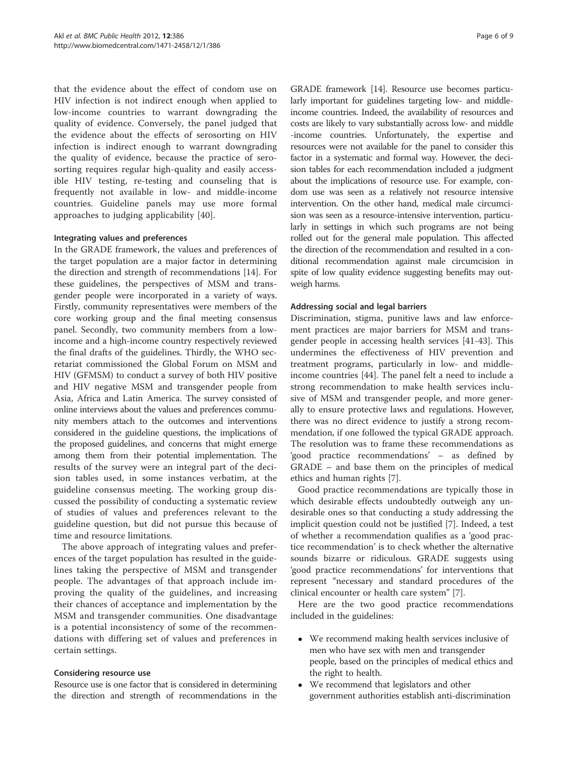that the evidence about the effect of condom use on HIV infection is not indirect enough when applied to low-income countries to warrant downgrading the quality of evidence. Conversely, the panel judged that the evidence about the effects of serosorting on HIV infection is indirect enough to warrant downgrading the quality of evidence, because the practice of serosorting requires regular high-quality and easily accessible HIV testing, re-testing and counseling that is frequently not available in low- and middle-income countries. Guideline panels may use more formal approaches to judging applicability [40].

### Integrating values and preferences

In the GRADE framework, the values and preferences of the target population are a major factor in determining the direction and strength of recommendations [14]. For these guidelines, the perspectives of MSM and transgender people were incorporated in a variety of ways. Firstly, community representatives were members of the core working group and the final meeting consensus panel. Secondly, two community members from a low-income and a high-income country respectively reviewed the final drafts of the guidelines. Thirdly, the WHO secretariat commissioned the Global Forum on MSM and HIV (GFMSM) to conduct a survey of both HIV positive and HIV negative MSM and transgender people from Asia, Africa and Latin America. The survey consisted of online interviews about the values and preferences community members attach to the outcomes and interventions considered in the guideline questions, the implications of the proposed guidelines, and concerns that might emerge among them from their potential implementation. The results of the survey were an integral part of the decision tables used, in some instances verbatim, at the guideline consensus meeting. The working group discussed the possibility of conducting a systematic review of studies of values and preferences relevant to the guideline question, but did not pursue this because of time and resource limitations.

The above approach of integrating values and preferences of the target population has resulted in the guidelines taking the perspective of MSM and transgender people. The advantages of that approach include improving the quality of the guidelines, and increasing their chances of acceptance and implementation by the MSM and transgender communities. One disadvantage is a potential inconsistency of some of the recommendations with differing set of values and preferences in certain settings.

### Considering resource use

Resource use is one factor that is considered in determining the direction and strength of recommendations in the GRADE framework [14]. Resource use becomes particularly important for guidelines targeting low- and middle-income countries. Indeed, the availability of resources and costs are likely to vary substantially across low- and middle -income countries. Unfortunately, the expertise and resources were not available for the panel to consider this factor in a systematic and formal way. However, the decision tables for each recommendation included a judgment about the implications of resource use. For example, condom use was seen as a relatively not resource intensive intervention. On the other hand, medical male circumcision was seen as a resource-intensive intervention, particularly in settings in which such programs are not being rolled out for the general male population. This affected the direction of the recommendation and resulted in a conditional recommendation against male circumcision in spite of low quality evidence suggesting benefits may outweigh harms.

### Addressing social and legal barriers

Discrimination, stigma, punitive laws and law enforcement practices are major barriers for MSM and transgender people in accessing health services [41-43]. This undermines the effectiveness of HIV prevention and treatment programs, particularly in low- and middle-income countries [44]. The panel felt a need to include a strong recommendation to make health services inclusive of MSM and transgender people, and more generally to ensure protective laws and regulations. However, there was no direct evidence to justify a strong recommendation, if one followed the typical GRADE approach. The resolution was to frame these recommendations as 'good practice recommendations' – as defined by GRADE – and base them on the principles of medical ethics and human rights [7].

Good practice recommendations are typically those in which desirable effects undoubtedly outweigh any undesirable ones so that conducting a study addressing the implicit question could not be justified [7]. Indeed, a test of whether a recommendation qualifies as a 'good practice recommendation' is to check whether the alternative sounds bizarre or ridiculous. GRADE suggests using 'good practice recommendations' for interventions that represent "necessary and standard procedures of the clinical encounter or health care system" [7].

Here are the two good practice recommendations included in the guidelines:

- We recommend making health services inclusive of men who have sex with men and transgender people, based on the principles of medical ethics and the right to health.
- We recommend that legislators and other government authorities establish anti-discrimination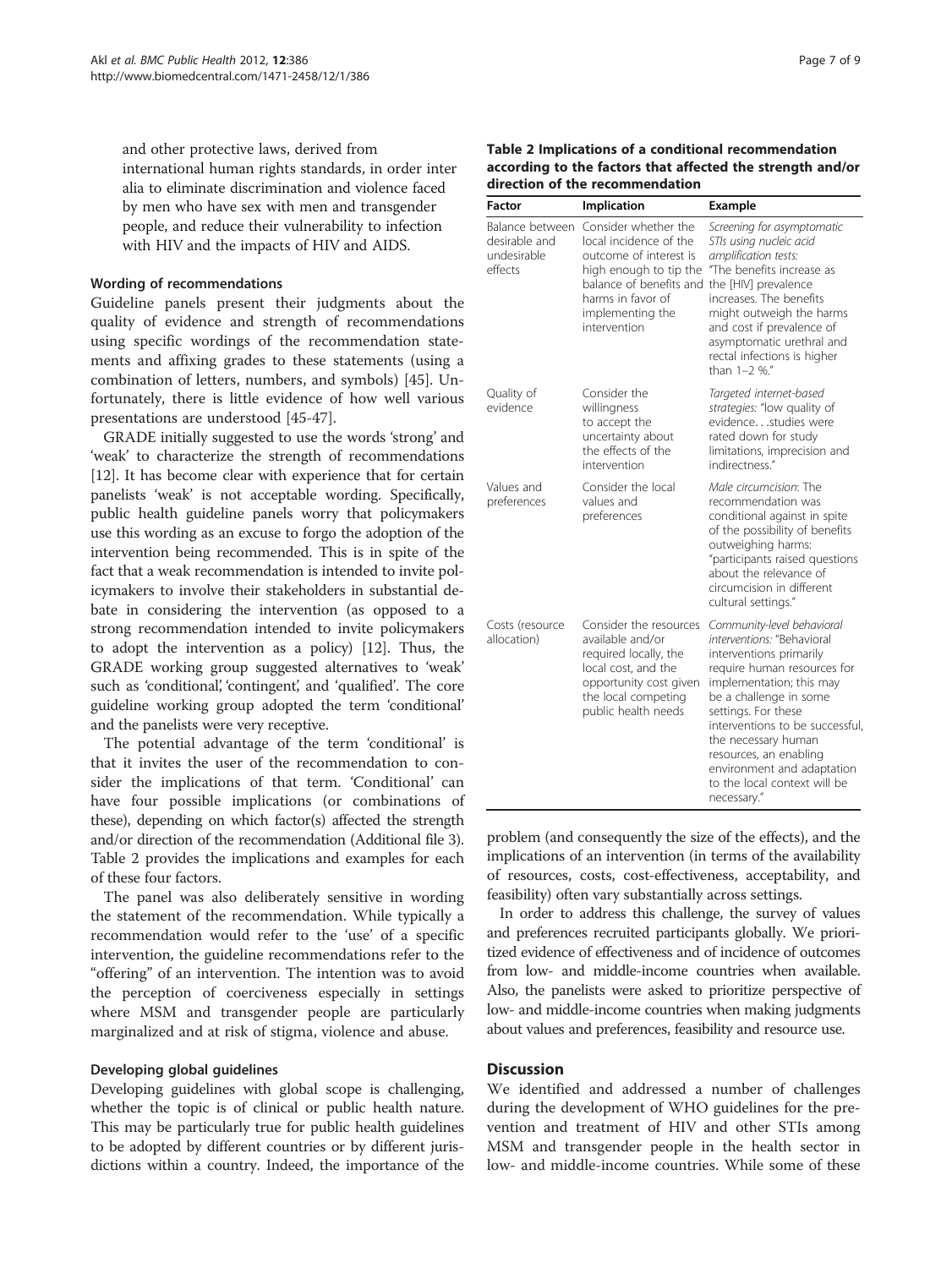and other protective laws, derived from international human rights standards, in order inter alia to eliminate discrimination and violence faced by men who have sex with men and transgender people, and reduce their vulnerability to infection with HIV and the impacts of HIV and AIDS.

#### Wording of recommendations

Guideline panels present their judgments about the quality of evidence and strength of recommendations using specific wordings of the recommendation statements and affixing grades to these statements (using a combination of letters, numbers, and symbols) [45]. Unfortunately, there is little evidence of how well various presentations are understood [45-47].

GRADE initially suggested to use the words 'strong' and 'weak' to characterize the strength of recommendations [12]. It has become clear with experience that for certain panelists 'weak' is not acceptable wording. Specifically, public health guideline panels worry that policymakers use this wording as an excuse to forgo the adoption of the intervention being recommended. This is in spite of the fact that a weak recommendation is intended to invite policymakers to involve their stakeholders in substantial debate in considering the intervention (as opposed to a strong recommendation intended to invite policymakers to adopt the intervention as a policy) [12]. Thus, the GRADE working group suggested alternatives to 'weak' such as 'conditional', 'contingent', and 'qualified'. The core guideline working group adopted the term 'conditional' and the panelists were very receptive.

The potential advantage of the term 'conditional' is that it invites the user of the recommendation to consider the implications of that term. 'Conditional' can have four possible implications (or combinations of these), depending on which factor(s) affected the strength and/or direction of the recommendation (Additional file 3). Table 2 provides the implications and examples for each of these four factors.

The panel was also deliberately sensitive in wording the statement of the recommendation. While typically a recommendation would refer to the 'use' of a specific intervention, the guideline recommendations refer to the "offering" of an intervention. The intention was to avoid the perception of coerciveness especially in settings where MSM and transgender people are particularly marginalized and at risk of stigma, violence and abuse.

#### Developing global guidelines

Developing guidelines with global scope is challenging, whether the topic is of clinical or public health nature. This may be particularly true for public health guidelines to be adopted by different countries or by different jurisdictions within a country. Indeed, the importance of the problem (and consequently the size of the effects), and the implications of an intervention (in terms of the availability of resources, costs, cost-effectiveness, acceptability, and feasibility) often vary substantially across settings.

**Table 2 Implications of a conditional recommendation according to the factors that affected the strength and/or direction of the recommendation**

| Factor | Implication | Example |
|---|---|---|
| Balance between desirable and undesirable effects | Consider whether the local incidence of the outcome of interest is high enough to tip the balance of benefits and harms in favor of implementing the intervention | *Screening for asymptomatic STIs using nucleic acid amplification tests:* "The benefits increase as the [HIV] prevalence increases. The benefits might outweigh the harms and cost if prevalence of asymptomatic urethral and rectal infections is higher than 1–2 %." |
| Quality of evidence | Consider the willingness to accept the uncertainty about the effects of the intervention | *Targeted internet-based strategies:* "low quality of evidence. . .studies were rated down for study limitations, imprecision and indirectness." |
| Values and preferences | Consider the local values and preferences | *Male circumcision*: The recommendation was conditional against in spite of the possibility of benefits outweighing harms: "participants raised questions about the relevance of circumcision in different cultural settings." |
| Costs (resource allocation) | Consider the resources available and/or required locally, the local cost, and the opportunity cost given the local competing public health needs | *Community-level behavioral interventions:* "Behavioral interventions primarily require human resources for implementation; this may be a challenge in some settings. For these interventions to be successful, the necessary human resources, an enabling environment and adaptation to the local context will be necessary." |

In order to address this challenge, the survey of values and preferences recruited participants globally. We prioritized evidence of effectiveness and of incidence of outcomes from low- and middle-income countries when available. Also, the panelists were asked to prioritize perspective of low- and middle-income countries when making judgments about values and preferences, feasibility and resource use.

## Discussion

We identified and addressed a number of challenges during the development of WHO guidelines for the prevention and treatment of HIV and other STIs among MSM and transgender people in the health sector in low- and middle-income countries. While some of these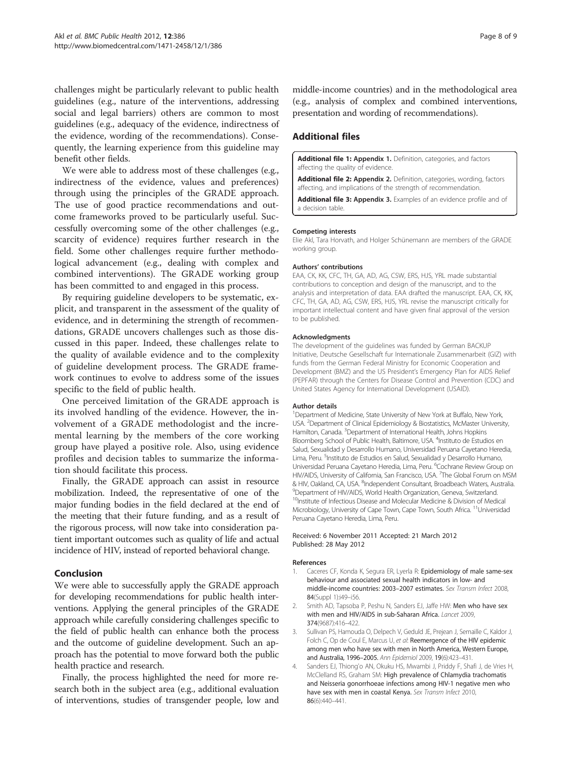challenges might be particularly relevant to public health guidelines (e.g., nature of the interventions, addressing social and legal barriers) others are common to most guidelines (e.g., adequacy of the evidence, indirectness of the evidence, wording of the recommendations). Consequently, the learning experience from this guideline may benefit other fields.

We were able to address most of these challenges (e.g., indirectness of the evidence, values and preferences) through using the principles of the GRADE approach. The use of good practice recommendations and outcome frameworks proved to be particularly useful. Successfully overcoming some of the other challenges (e.g., scarcity of evidence) requires further research in the field. Some other challenges require further methodological advancement (e.g., dealing with complex and combined interventions). The GRADE working group has been committed to and engaged in this process.

By requiring guideline developers to be systematic, explicit, and transparent in the assessment of the quality of evidence, and in determining the strength of recommendations, GRADE uncovers challenges such as those discussed in this paper. Indeed, these challenges relate to the quality of available evidence and to the complexity of guideline development process. The GRADE framework continues to evolve to address some of the issues specific to the field of public health.

One perceived limitation of the GRADE approach is its involved handling of the evidence. However, the involvement of a GRADE methodologist and the incremental learning by the members of the core working group have played a positive role. Also, using evidence profiles and decision tables to summarize the information should facilitate this process.

Finally, the GRADE approach can assist in resource mobilization. Indeed, the representative of one of the major funding bodies in the field declared at the end of the meeting that their future funding, and as a result of the rigorous process, will now take into consideration patient important outcomes such as quality of life and actual incidence of HIV, instead of reported behavioral change.

## Conclusion

We were able to successfully apply the GRADE approach for developing recommendations for public health interventions. Applying the general principles of the GRADE approach while carefully considering challenges specific to the field of public health can enhance both the process and the outcome of guideline development. Such an approach has the potential to move forward both the public health practice and research.

Finally, the process highlighted the need for more research both in the subject area (e.g., additional evaluation of interventions, studies of transgender people, low and middle-income countries) and in the methodological area (e.g., analysis of complex and combined interventions, presentation and wording of recommendations).

## Additional files

**Additional file 1: Appendix 1.** Definition, categories, and factors affecting the quality of evidence.

**Additional file 2: Appendix 2.** Definition, categories, wording, factors affecting, and implications of the strength of recommendation.

**Additional file 3: Appendix 3.** Examples of an evidence profile and of a decision table.

#### Competing interests

Elie Akl, Tara Horvath, and Holger Schünemann are members of the GRADE working group.

#### Authors' contributions

EAA, CK, KK, CFC, TH, GA, AD, AG, CSW, ERS, HJS, YRL made substantial contributions to conception and design of the manuscript, and to the analysis and interpretation of data. EAA drafted the manuscript. EAA, CK, KK, CFC, TH, GA, AD, AG, CSW, ERS, HJS, YRL revise the manuscript critically for important intellectual content and have given final approval of the version to be published.

#### Acknowledgments

The development of the guidelines was funded by German BACKUP Initiative, Deutsche Gesellschaft fur Internationale Zusammenarbeit (GIZ) with funds from the German Federal Ministry for Economic Cooperation and Development (BMZ) and the US President's Emergency Plan for AIDS Relief (PEPFAR) through the Centers for Disease Control and Prevention (CDC) and United States Agency for International Development (USAID).

#### Author details

[1]Department of Medicine, State University of New York at Buffalo, New York, USA. [2]Department of Clinical Epidemiology & Biostatistics, McMaster University, Hamilton, Canada. [3]Department of International Health, Johns Hopkins Bloomberg School of Public Health, Baltimore, USA. [4]Instituto de Estudios en Salud, Sexualidad y Desarrollo Humano, Universidad Peruana Cayetano Heredia, Lima, Peru. [5]Instituto de Estudios en Salud, Sexualidad y Desarrollo Humano, Universidad Peruana Cayetano Heredia, Lima, Peru. [6]Cochrane Review Group on HIV/AIDS, University of California, San Francisco, USA. [7]The Global Forum on MSM & HIV, Oakland, CA, USA. [8]Independent Consultant, Broadbeach Waters, Australia. [9]Department of HIV/AIDS, World Health Organization, Geneva, Switzerland. [10]Institute of Infectious Disease and Molecular Medicine & Division of Medical Microbiology, University of Cape Town, Cape Town, South Africa. [11]Universidad Peruana Cayetano Heredia, Lima, Peru.

Received: 6 November 2011 Accepted: 21 March 2012
Published: 28 May 2012

#### References

1. Caceres CF, Konda K, Segura ER, Lyerla R: **Epidemiology of male same-sex behaviour and associated sexual health indicators in low- and middle-income countries: 2003–2007 estimates.** *Sex Transm Infect* 2008, **84**(Suppl 1):i49–i56.
2. Smith AD, Tapsoba P, Peshu N, Sanders EJ, Jaffe HW: **Men who have sex with men and HIV/AIDS in sub-Saharan Africa.** *Lancet* 2009, **374**(9687):416–422.
3. Sullivan PS, Hamouda O, Delpech V, Geduld JE, Prejean J, Semaille C, Kaldor J, Folch C, Op de Coul E, Marcus U, *et al*: **Reemergence of the HIV epidemic among men who have sex with men in North America, Western Europe, and Australia, 1996–2005.** *Ann Epidemiol* 2009, **19**(6):423–431.
4. Sanders EJ, Thiong'o AN, Okuku HS, Mwambi J, Priddy F, Shafi J, de Vries H, McClelland RS, Graham SM: **High prevalence of Chlamydia trachomatis and Neisseria gonorrhoeae infections among HIV-1 negative men who have sex with men in coastal Kenya.** *Sex Transm Infect* 2010, **86**(6):440–441.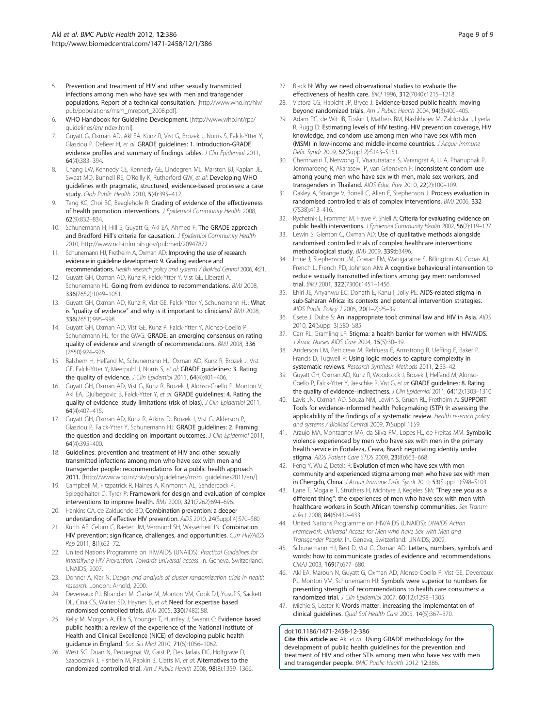5. Prevention and treatment of HIV and other sexually transmitted infections among men who have sex with men and transgender populations. Report of a technical consultation. [http://www.who.int/hiv/pub/populations/msm_mreport_2008.pdf].
6. WHO Handbook for Guideline Development. [http://www.who.int/rpc/guidelines/en/index.html].
7. Guyatt G, Oxman AD, Akl EA, Kunz R, Vist G, Brozek J, Norris S, Falck-Ytter Y, Glasziou P, DeBeer H, *et al*: **GRADE guidelines: 1. Introduction-GRADE evidence profiles and summary of findings tables.** *J Clin Epidemiol* 2011, **64**(4):383–394.
8. Chang LW, Kennedy CE, Kennedy GE, Lindegren ML, Marston BJ, Kaplan JE, Sweat MD, Bunnell RE, O'Reilly K, Rutherford GW, *et al*: **Developing WHO guidelines with pragmatic, structured, evidence-based processes: a case study.** *Glob Public Health* 2010, **5**(4):395–412.
9. Tang KC, Choi BC, Beaglehole R: **Grading of evidence of the effectiveness of health promotion interventions.** *J Epidemiol Community Health* 2008, **62**(9):832–834.
10. Schunemann H, Hill S, Guyatt G, Akl EA, Ahmed F: **The GRADE approach and Bradford Hill's criteria for causation.** *J Epidemiol Community Health* 2010, http://www.ncbi.nlm.nih.gov/pubmed/20947872.
11. Schunemann HJ, Fretheim A, Oxman AD: **Improving the use of research evidence in guideline development: 9. Grading evidence and recommendations.** *Health research policy and systems / BioMed Central* 2006, **4**:21.
12. Guyatt GH, Oxman AD, Kunz R, Falck-Ytter Y, Vist GE, Liberati A, Schunemann HJ: **Going from evidence to recommendations.** *BMJ* 2008, **336**(7652):1049–1051.
13. Guyatt GH, Oxman AD, Kunz R, Vist GE, Falck-Ytter Y, Schunemann HJ: **What is "quality of evidence" and why is it important to clinicians?** *BMJ* 2008, **336**(7651):995–998.
14. Guyatt GH, Oxman AD, Vist GE, Kunz R, Falck-Ytter Y, Alonso-Coello P, Schunemann HJ, for the GWG: **GRADE: an emerging consensus on rating quality of evidence and strength of recommendations.** *BMJ* 2008, **336** (7650):924–926.
15. Balshem H, Helfand M, Schunemann HJ, Oxman AD, Kunz R, Brozek J, Vist GE, Falck-Ytter Y, Meerpohl J, Norris S, *et al*: **GRADE guidelines: 3. Rating the quality of evidence.** *J Clin Epidemiol* 2011, **64**(4):401–406.
16. Guyatt GH, Oxman AD, Vist G, Kunz R, Brozek J, Alonso-Coello P, Montori V, Akl EA, Djulbegovic B, Falck-Ytter Y, *et al*: **GRADE guidelines: 4. Rating the quality of evidence–study limitations (risk of bias).** *J Clin Epidemiol* 2011, **64**(4):407–415.
17. Guyatt GH, Oxman AD, Kunz R, Atkins D, Brozek J, Vist G, Alderson P, Glasziou P, Falck-Ytter Y, Schunemann HJ: **GRADE guidelines: 2. Framing the question and deciding on important outcomes.** *J Clin Epidemiol* 2011, **64**(4):395–400.
18. Guidelines: prevention and treatment of HIV and other sexually transmitted infections among men who have sex with men and transgender people: recommendations for a public health approach 2011. [http://www.who.int/hiv/pub/guidelines/msm_guidelines2011/en/].
19. Campbell M, Fitzpatrick R, Haines A, Kinmonth AL, Sandercock P, Spiegelhalter D, Tyrer P: **Framework for design and evaluation of complex interventions to improve health.** *BMJ* 2000, **321**(7262):694–696.
20. Hankins CA, de Zalduondo BO: **Combination prevention: a deeper understanding of effective HIV prevention.** *AIDS* 2010, **24**(Suppl 4):S70–S80.
21. Kurth AE, Celum C, Baeten JM, Vermund SH, Wasserheit JN: **Combination HIV prevention: significance, challenges, and opportunities.** *Curr HIV/AIDS Rep* 2011, **8**(1):62–72.
22. United Nations Programme on HIV/AIDS (UNAIDS): *Practical Guidelines for Intensifying HIV Prevention. Towards universal access*. In. Geneva, Switzerland: UNAIDS; 2007.
23. Donner A, Klar N: *Design and analysis of cluster randomization trials in health research*. London: Arnold; 2000.
24. Devereaux PJ, Bhandari M, Clarke M, Montori VM, Cook DJ, Yusuf S, Sackett DL, Cina CS, Walter SD, Haynes B, *et al*: **Need for expertise based randomised controlled trials.** *BMJ* 2005, **330**(7482):88.
25. Kelly M, Morgan A, Ellis S, Younger T, Huntley J, Swann C: **Evidence based public health: a review of the experience of the National Institute of Health and Clinical Excellence (NICE) of developing public health guidance in England.** *Soc Sci Med* 2010, **71**(6):1056–1062.
26. West SG, Duan N, Pequegnat W, Gaist P, Des Jarlais DC, Holtgrave D, Szapocznik J, Fishbein M, Rapkin B, Clatts M, *et al*: **Alternatives to the randomized controlled trial.** *Am J Public Health* 2008, **98**(8):1359–1366.
27. Black N: **Why we need observational studies to evaluate the effectiveness of health care.** *BMJ* 1996, **312**(7040):1215–1218.
28. Victora CG, Habicht JP, Bryce J: **Evidence-based public health: moving beyond randomized trials.** *Am J Public Health* 2004, **94**(3):400–405.
29. Adam PC, de Wit JB, Toskin I, Mathers BM, Nashkhoev M, Zablotska I, Lyerla R, Rugg D: **Estimating levels of HIV testing, HIV prevention coverage, HIV knowledge, and condom use among men who have sex with men (MSM) in low-income and middle-income countries.** *J Acquir Immune Defic Syndr* 2009, **52**(Suppl 2):S143–S151.
30. Chemnasiri T, Netwong T, Visarutratana S, Varangrat A, Li A, Phanuphak P, Jommaroeng R, Akarasewi P, van Griensven F: **Inconsistent condom use among young men who have sex with men, male sex workers, and transgenders in Thailand.** *AIDS Educ Prev* 2010, **22**(2):100–109.
31. Oakley A, Strange V, Bonell C, Allen E, Stephenson J: **Process evaluation in randomised controlled trials of complex interventions.** *BMJ* 2006, **332** (7538):413–416.
32. Rychetnik L, Frommer M, Hawe P, Shiell A: **Criteria for evaluating evidence on public health interventions.** *J Epidemiol Community Health* 2002, **56**(2):119–127.
33. Lewin S, Glenton C, Oxman AD: **Use of qualitative methods alongside randomised controlled trials of complex healthcare interventions: methodological study.** *BMJ* 2009, **339**:b3496.
34. Imrie J, Stephenson JM, Cowan FM, Wanigaratne S, Billington AJ, Copas AJ, French L, French PD, Johnson AM: **A cognitive behavioural intervention to reduce sexually transmitted infections among gay men: randomised trial.** *BMJ* 2001, **322**(7300):1451–1456.
35. Ehiri JE, Anyanwu EC, Donath E, Kanu I, Jolly PE: **AIDS-related stigma in sub-Saharan Africa: its contexts and potential intervention strategies.** *AIDS Public Policy J* 2005, **20**(1–2):25–39.
36. Csete J, Dube S: **An inappropriate tool: criminal law and HIV in Asia.** *AIDS* 2010, **24**(Suppl 3):S80–S85.
37. Carr RL, Gramling LF: **Stigma: a health barrier for women with HIV/AIDS.** *J Assoc Nurses AIDS Care* 2004, **15**(5):30–39.
38. Anderson LM, Petticrew M, Rehfuess E, Armstrong R, Ueffing E, Baker P, Francis D, Tugwell P: **Using logic models to capture complexity in systematic reviews.** *Research Synthesis Methods* 2011, **2**:33–42.
39. Guyatt GH, Oxman AD, Kunz R, Woodcock J, Brozek J, Helfand M, Alonso-Coello P, Falck-Ytter Y, Jaeschke R, Vist G, *et al*: **GRADE guidelines: 8. Rating the quality of evidence–indirectness.** *J Clin Epidemiol* 2011, **64**(12):1303–1310.
40. Lavis JN, Oxman AD, Souza NM, Lewin S, Gruen RL, Fretheim A: **SUPPORT Tools for evidence-informed health Policymaking (STP) 9: assessing the applicability of the findings of a systematic review.** *Health research policy and systems / BioMed Central* 2009, **7**(Suppl 1):S9.
41. Araujo MA, Montagner MA, da Silva RM, Lopes FL, de Freitas MM: **Symbolic violence experienced by men who have sex with men in the primary health service in Fortaleza, Ceara, Brazil: negotiating identity under stigma.** *AIDS Patient Care STDS* 2009, **23**(8):663–668.
42. Feng Y, Wu Z, Detels R: **Evolution of men who have sex with men community and experienced stigma among men who have sex with men in Chengdu, China.** *J Acquir Immune Defic Syndr* 2010, **53**(Suppl 1):S98–S103.
43. Lane T, Mogale T, Struthers H, McIntyre J, Kegeles SM: **"They see you as a different thing": the experiences of men who have sex with men with healthcare workers in South African township communities.** *Sex Transm Infect* 2008, **84**(6):430–433.
44. United Nations Programme on HIV/AIDS (UNAIDS): *UNAIDS Action Framework: Universal Access for Men who have Sex with Men and Transgender People*. In. Geneva, Switzerland: UNAIDS; 2009.
45. Schunemann HJ, Best D, Vist G, Oxman AD: **Letters, numbers, symbols and words: how to communicate grades of evidence and recommendations.** *CMAJ* 2003, **169**(7):677–680.
46. Akl EA, Maroun N, Guyatt G, Oxman AD, Alonso-Coello P, Vist GE, Devereaux PJ, Montori VM, Schunemann HJ: **Symbols were superior to numbers for presenting strength of recommendations to health care consumers: a randomized trial.** *J Clin Epidemiol* 2007, **60**(12):1298–1305.
47. Michie S, Lester K: **Words matter: increasing the implementation of clinical guidelines.** *Qual Saf Health Care* 2005, **14**(5):367–370.

doi:10.1186/1471-2458-12-386

**Cite this article as:** Akl *et al.*: Using GRADE methodology for the development of public health guidelines for the prevention and treatment of HIV and other STIs among men who have sex with men and transgender people. *BMC Public Health* 2012 **12**:386.